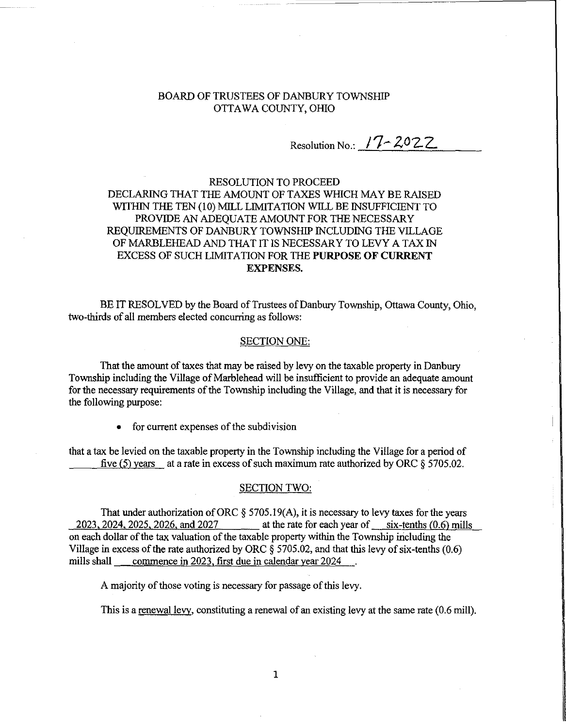BOARD OF TRUSTEES OF DANBURY TOWNSHIP
OTTAWA COUNTY, OHIO

Resolution No.: 17-2022

# RESOLUTION TO PROCEED DECLARING THAT THE AMOUNT OF TAXES WHICH MAY BE RAISED WITHIN THE TEN (10) MILL LIMITATION WILL BE INSUFFICIENT TO PROVIDE AN ADEQUATE AMOUNT FOR THE NECESSARY REQUIREMENTS OF DANBURY TOWNSHIP INCLUDING THE VILLAGE OF MARBLEHEAD AND THAT IT IS NECESSARY TO LEVY A TAX IN EXCESS OF SUCH LIMITATION FOR THE **PURPOSE OF CURRENT EXPENSES.**

BE IT RESOLVED by the Board of Trustees of Danbury Township, Ottawa County, Ohio, two-thirds of all members elected concurring as follows:

## SECTION ONE:

That the amount of taxes that may be raised by levy on the taxable property in Danbury Township including the Village of Marblehead will be insufficient to provide an adequate amount for the necessary requirements of the Township including the Village, and that it is necessary for the following purpose:

- for current expenses of the subdivision

that a tax be levied on the taxable property in the Township including the Village for a period of five (5) years at a rate in excess of such maximum rate authorized by ORC § 5705.02.

## SECTION TWO:

That under authorization of ORC § 5705.19(A), it is necessary to levy taxes for the years 2023, 2024, 2025, 2026, and 2027 at the rate for each year of six-tenths (0.6) mills on each dollar of the tax valuation of the taxable property within the Township including the Village in excess of the rate authorized by ORC § 5705.02, and that this levy of six-tenths (0.6) mills shall commence in 2023, first due in calendar year 2024.

A majority of those voting is necessary for passage of this levy.

This is a renewal levy, constituting a renewal of an existing levy at the same rate (0.6 mill).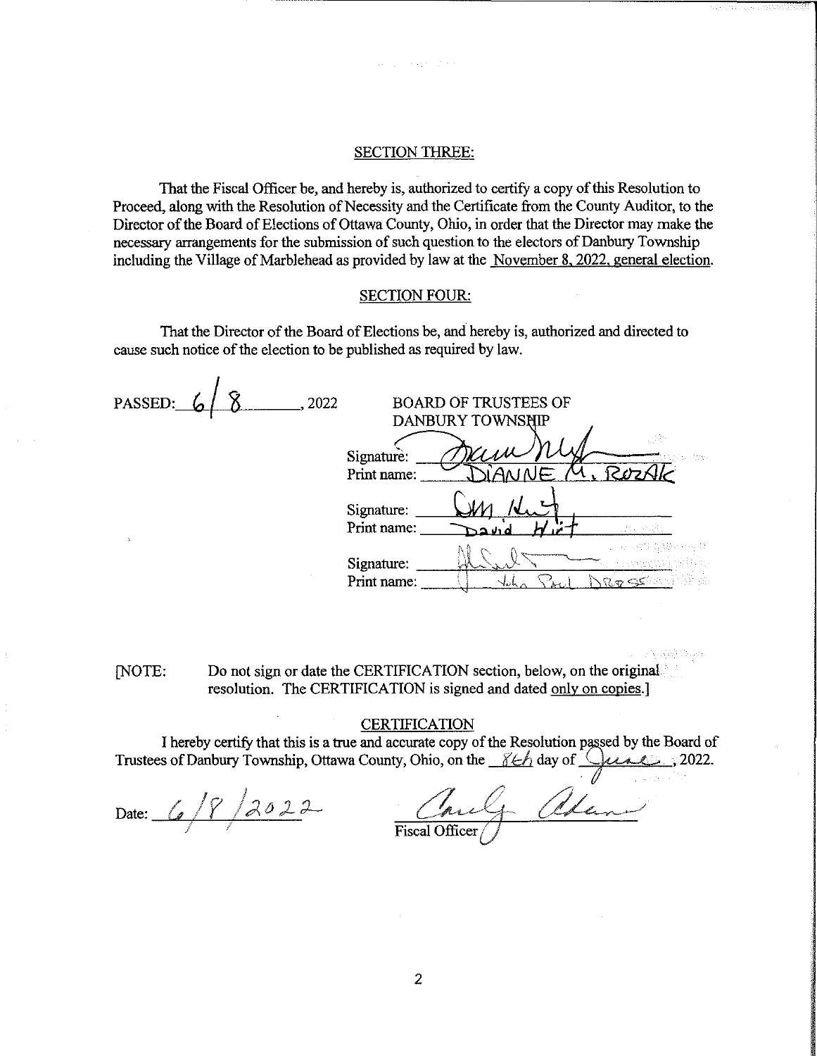## SECTION THREE:

That the Fiscal Officer be, and hereby is, authorized to certify a copy of this Resolution to Proceed, along with the Resolution of Necessity and the Certificate from the County Auditor, to the Director of the Board of Elections of Ottawa County, Ohio, in order that the Director may make the necessary arrangements for the submission of such question to the electors of Danbury Township including the Village of Marblehead as provided by law at the November 8, 2022, general election.

## SECTION FOUR:

That the Director of the Board of Elections be, and hereby is, authorized and directed to cause such notice of the election to be published as required by law.

PASSED: 6/8, 2022

BOARD OF TRUSTEES OF DANBURY TOWNSHIP

Signature: [signature]
Print name: DIANNE M. ROZAK

Signature: [signature]
Print name: David Hirt

Signature: [signature]
Print name: John Paul Dress

[NOTE: Do not sign or date the CERTIFICATION section, below, on the original resolution. The CERTIFICATION is signed and dated only on copies.]

## CERTIFICATION

I hereby certify that this is a true and accurate copy of the Resolution passed by the Board of Trustees of Danbury Township, Ottawa County, Ohio, on the 8th day of June, 2022.

Date: 6/8/2022

[signature]
Fiscal Officer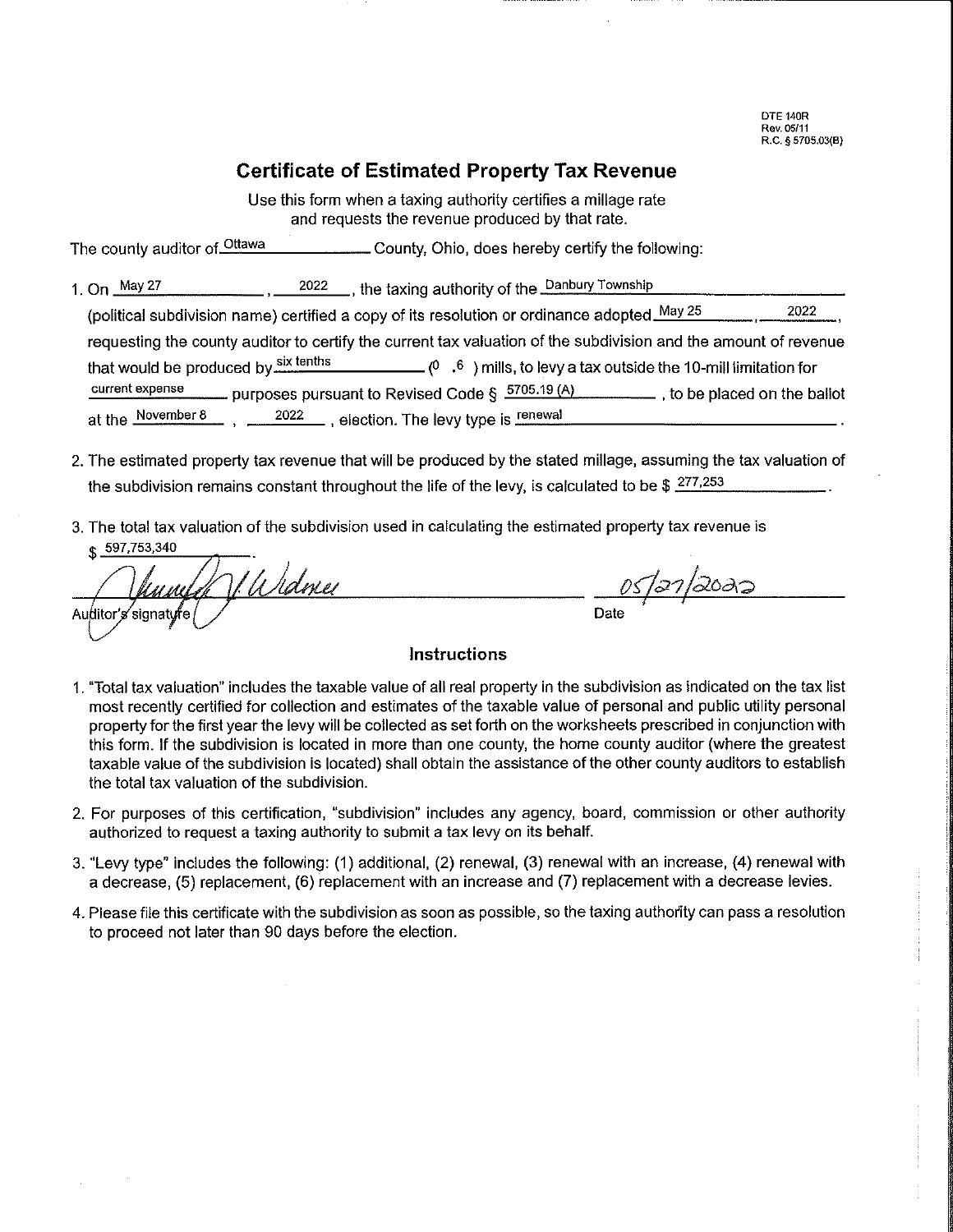DTE 140R
Rev. 05/11
R.C. § 5705.03(B)

# Certificate of Estimated Property Tax Revenue

Use this form when a taxing authority certifies a millage rate and requests the revenue produced by that rate.

The county auditor of Ottawa County, Ohio, does hereby certify the following:

1. On May 27, 2022, the taxing authority of the Danbury Township (political subdivision name) certified a copy of its resolution or ordinance adopted May 25, 2022, requesting the county auditor to certify the current tax valuation of the subdivision and the amount of revenue that would be produced by six tenths (0 .6) mills, to levy a tax outside the 10-mill limitation for current expense purposes pursuant to Revised Code § 5705.19 (A), to be placed on the ballot at the November 8, 2022, election. The levy type is renewal.

2. The estimated property tax revenue that will be produced by the stated millage, assuming the tax valuation of the subdivision remains constant throughout the life of the levy, is calculated to be $ 277,253.

3. The total tax valuation of the subdivision used in calculating the estimated property tax revenue is $ 597,753,340.

Auditor's signature: Jennifer J. Widmer

Date: 05/27/2022

## Instructions

1. "Total tax valuation" includes the taxable value of all real property in the subdivision as indicated on the tax list most recently certified for collection and estimates of the taxable value of personal and public utility personal property for the first year the levy will be collected as set forth on the worksheets prescribed in conjunction with this form. If the subdivision is located in more than one county, the home county auditor (where the greatest taxable value of the subdivision is located) shall obtain the assistance of the other county auditors to establish the total tax valuation of the subdivision.
2. For purposes of this certification, "subdivision" includes any agency, board, commission or other authority authorized to request a taxing authority to submit a tax levy on its behalf.
3. "Levy type" includes the following: (1) additional, (2) renewal, (3) renewal with an increase, (4) renewal with a decrease, (5) replacement, (6) replacement with an increase and (7) replacement with a decrease levies.
4. Please file this certificate with the subdivision as soon as possible, so the taxing authority can pass a resolution to proceed not later than 90 days before the election.